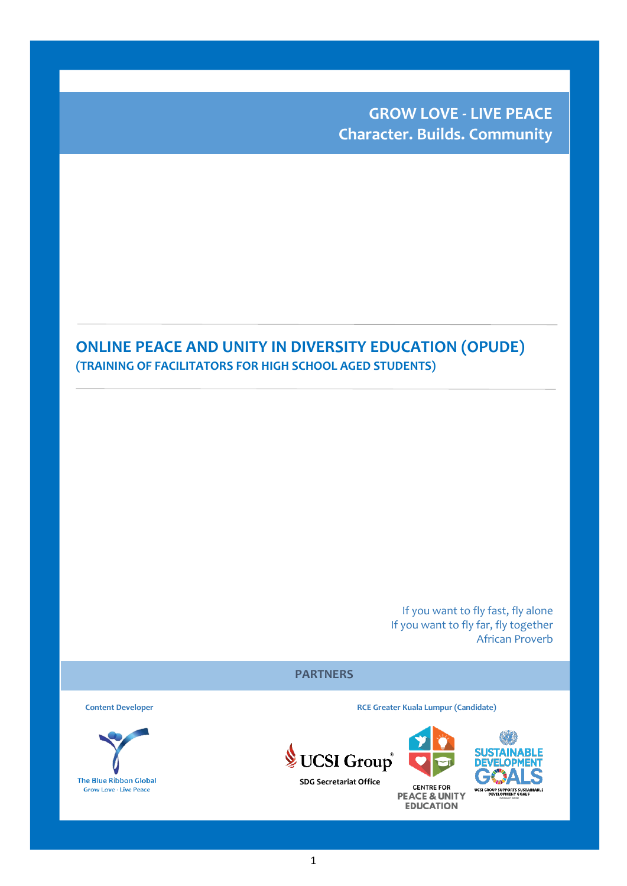GROW LOVE - LIVE PEACE
Character. Builds. Community

# ONLINE PEACE AND UNITY IN DIVERSITY EDUCATION (OPUDE)

## (TRAINING OF FACILITATORS FOR HIGH SCHOOL AGED STUDENTS)

If you want to fly fast, fly alone
If you want to fly far, fly together
African Proverb

**PARTNERS**

**Content Developer**

The Blue Ribbon Global
Grow Love - Live Peace

**RCE Greater Kuala Lumpur (Candidate)**

UCSI Group
SDG Secretariat Office

CENTRE FOR PEACE & UNITY EDUCATION

SUSTAINABLE DEVELOPMENT GOALS
UCSI GROUP SUPPORTS SUSTAINABLE DEVELOPMENT GOALS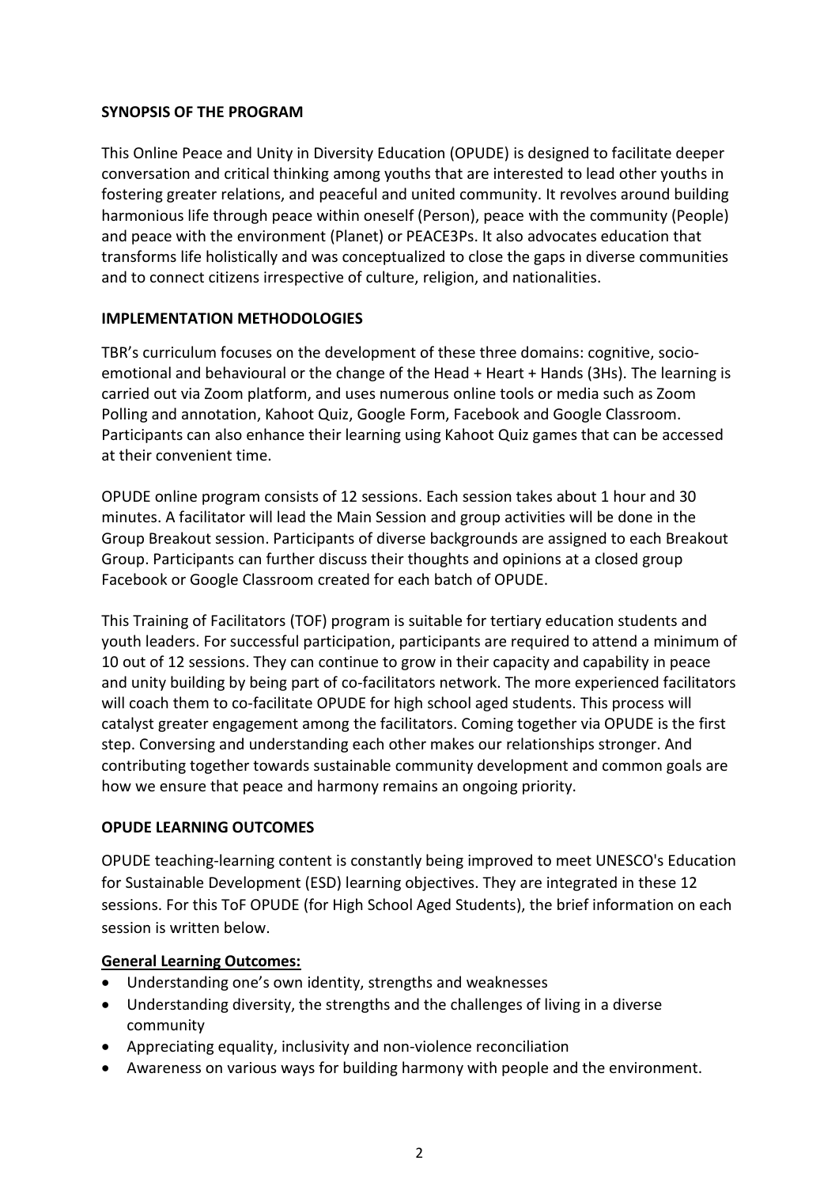## SYNOPSIS OF THE PROGRAM

This Online Peace and Unity in Diversity Education (OPUDE) is designed to facilitate deeper conversation and critical thinking among youths that are interested to lead other youths in fostering greater relations, and peaceful and united community. It revolves around building harmonious life through peace within oneself (Person), peace with the community (People) and peace with the environment (Planet) or PEACE3Ps. It also advocates education that transforms life holistically and was conceptualized to close the gaps in diverse communities and to connect citizens irrespective of culture, religion, and nationalities.

## IMPLEMENTATION METHODOLOGIES

TBR's curriculum focuses on the development of these three domains: cognitive, socio-emotional and behavioural or the change of the Head + Heart + Hands (3Hs). The learning is carried out via Zoom platform, and uses numerous online tools or media such as Zoom Polling and annotation, Kahoot Quiz, Google Form, Facebook and Google Classroom. Participants can also enhance their learning using Kahoot Quiz games that can be accessed at their convenient time.

OPUDE online program consists of 12 sessions. Each session takes about 1 hour and 30 minutes. A facilitator will lead the Main Session and group activities will be done in the Group Breakout session. Participants of diverse backgrounds are assigned to each Breakout Group. Participants can further discuss their thoughts and opinions at a closed group Facebook or Google Classroom created for each batch of OPUDE.

This Training of Facilitators (TOF) program is suitable for tertiary education students and youth leaders. For successful participation, participants are required to attend a minimum of 10 out of 12 sessions. They can continue to grow in their capacity and capability in peace and unity building by being part of co-facilitators network. The more experienced facilitators will coach them to co-facilitate OPUDE for high school aged students. This process will catalyst greater engagement among the facilitators. Coming together via OPUDE is the first step. Conversing and understanding each other makes our relationships stronger. And contributing together towards sustainable community development and common goals are how we ensure that peace and harmony remains an ongoing priority.

## OPUDE LEARNING OUTCOMES

OPUDE teaching-learning content is constantly being improved to meet UNESCO's Education for Sustainable Development (ESD) learning objectives. They are integrated in these 12 sessions. For this ToF OPUDE (for High School Aged Students), the brief information on each session is written below.

### General Learning Outcomes:

- Understanding one's own identity, strengths and weaknesses
- Understanding diversity, the strengths and the challenges of living in a diverse community
- Appreciating equality, inclusivity and non-violence reconciliation
- Awareness on various ways for building harmony with people and the environment.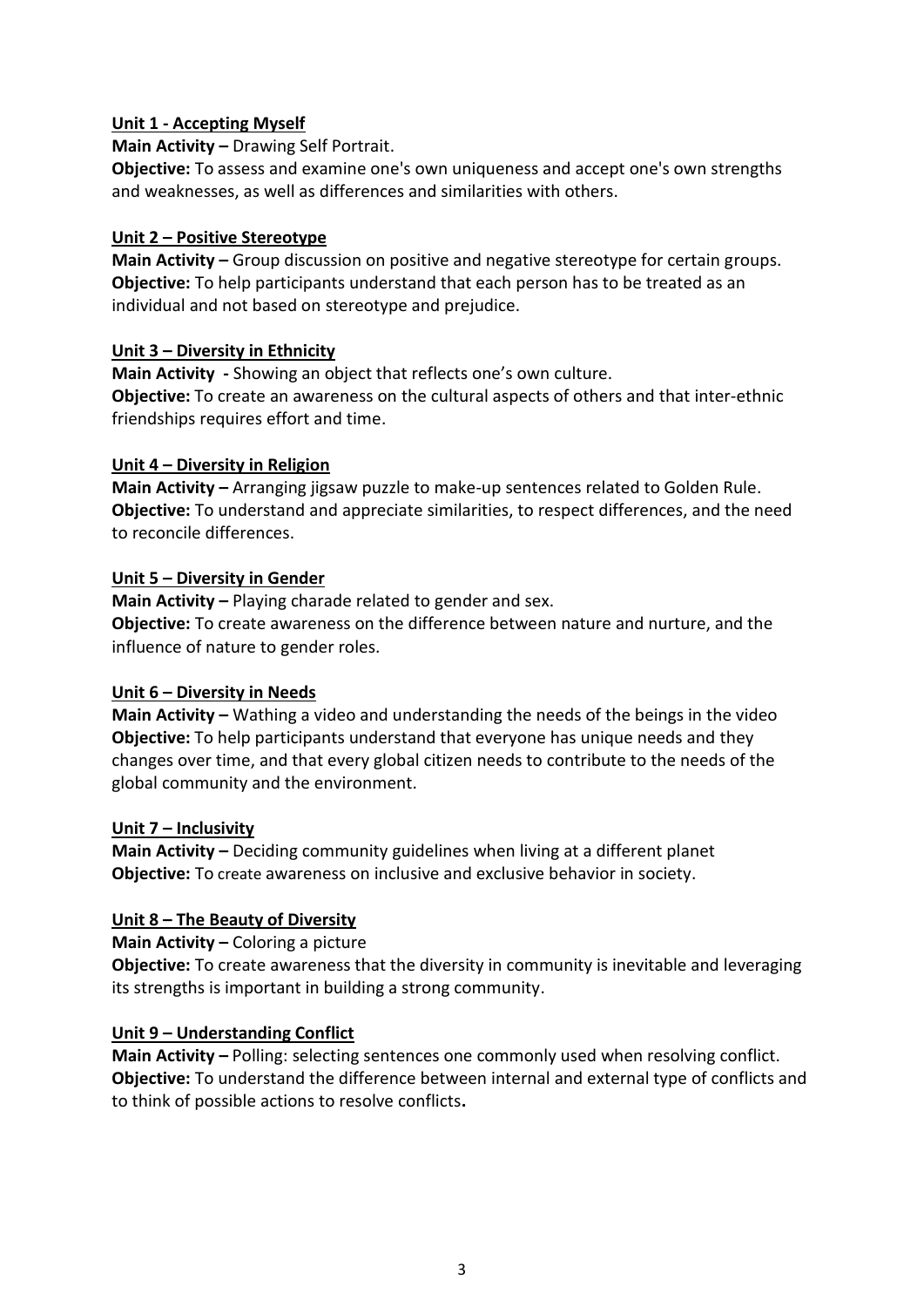**Unit 1 - Accepting Myself**

**Main Activity –** Drawing Self Portrait.

**Objective:** To assess and examine one's own uniqueness and accept one's own strengths and weaknesses, as well as differences and similarities with others.

**Unit 2 – Positive Stereotype**

**Main Activity –** Group discussion on positive and negative stereotype for certain groups.

**Objective:** To help participants understand that each person has to be treated as an individual and not based on stereotype and prejudice.

**Unit 3 – Diversity in Ethnicity**

**Main Activity -** Showing an object that reflects one's own culture.

**Objective:** To create an awareness on the cultural aspects of others and that inter-ethnic friendships requires effort and time.

**Unit 4 – Diversity in Religion**

**Main Activity –** Arranging jigsaw puzzle to make-up sentences related to Golden Rule.

**Objective:** To understand and appreciate similarities, to respect differences, and the need to reconcile differences.

**Unit 5 – Diversity in Gender**

**Main Activity –** Playing charade related to gender and sex.

**Objective:** To create awareness on the difference between nature and nurture, and the influence of nature to gender roles.

**Unit 6 – Diversity in Needs**

**Main Activity –** Wathing a video and understanding the needs of the beings in the video

**Objective:** To help participants understand that everyone has unique needs and they changes over time, and that every global citizen needs to contribute to the needs of the global community and the environment.

**Unit 7 – Inclusivity**

**Main Activity –** Deciding community guidelines when living at a different planet

**Objective:** To create awareness on inclusive and exclusive behavior in society.

**Unit 8 – The Beauty of Diversity**

**Main Activity –** Coloring a picture

**Objective:** To create awareness that the diversity in community is inevitable and leveraging its strengths is important in building a strong community.

**Unit 9 – Understanding Conflict**

**Main Activity –** Polling: selecting sentences one commonly used when resolving conflict.

**Objective:** To understand the difference between internal and external type of conflicts and to think of possible actions to resolve conflicts**.**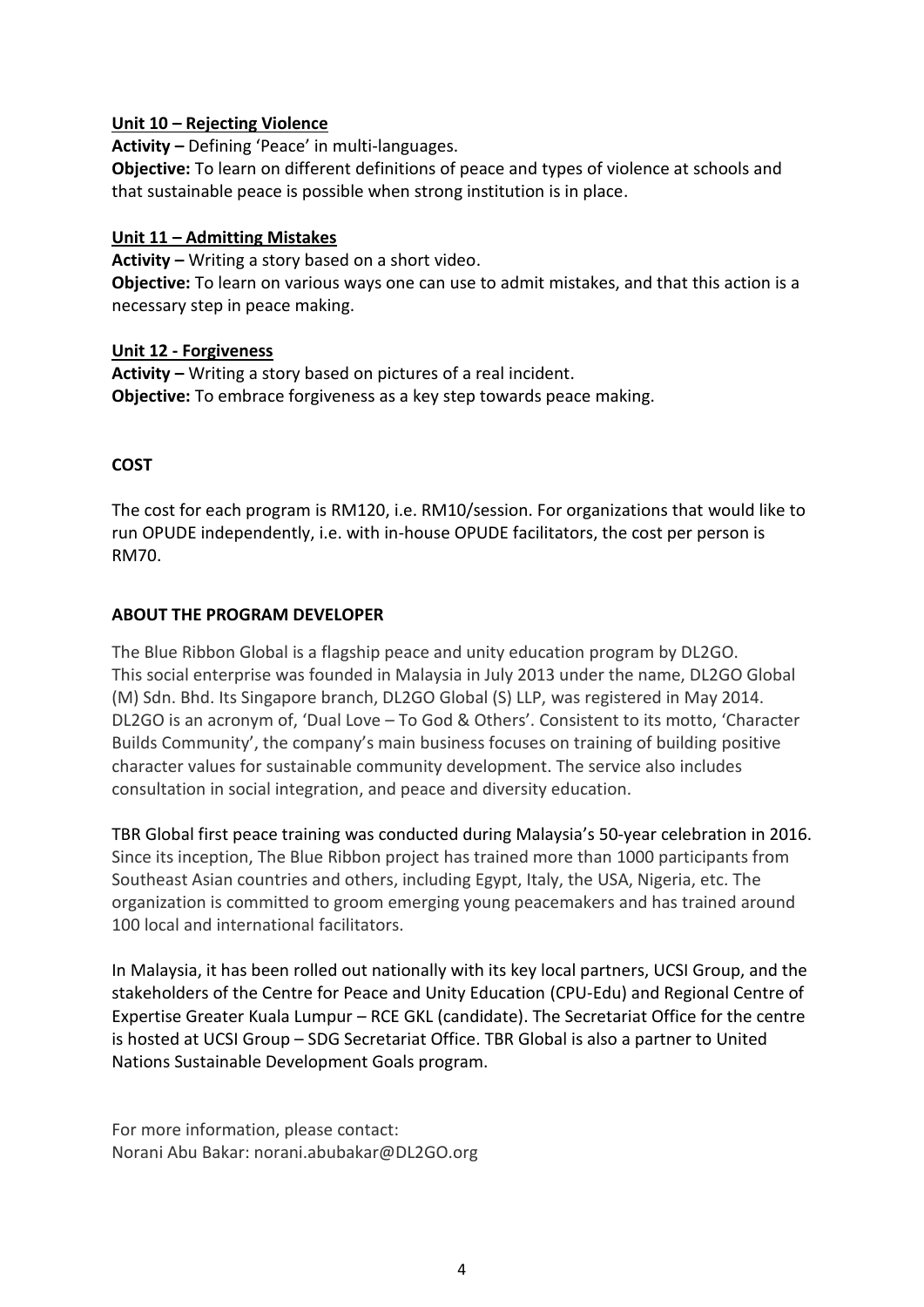**Unit 10 – Rejecting Violence**

**Activity –** Defining 'Peace' in multi-languages.

**Objective:** To learn on different definitions of peace and types of violence at schools and that sustainable peace is possible when strong institution is in place.

**Unit 11 – Admitting Mistakes**

**Activity –** Writing a story based on a short video.

**Objective:** To learn on various ways one can use to admit mistakes, and that this action is a necessary step in peace making.

**Unit 12 - Forgiveness**

**Activity –** Writing a story based on pictures of a real incident.

**Objective:** To embrace forgiveness as a key step towards peace making.

**COST**

The cost for each program is RM120, i.e. RM10/session. For organizations that would like to run OPUDE independently, i.e. with in-house OPUDE facilitators, the cost per person is RM70.

**ABOUT THE PROGRAM DEVELOPER**

The Blue Ribbon Global is a flagship peace and unity education program by DL2GO. This social enterprise was founded in Malaysia in July 2013 under the name, DL2GO Global (M) Sdn. Bhd. Its Singapore branch, DL2GO Global (S) LLP, was registered in May 2014. DL2GO is an acronym of, 'Dual Love – To God & Others'. Consistent to its motto, 'Character Builds Community', the company's main business focuses on training of building positive character values for sustainable community development. The service also includes consultation in social integration, and peace and diversity education.

TBR Global first peace training was conducted during Malaysia's 50-year celebration in 2016. Since its inception, The Blue Ribbon project has trained more than 1000 participants from Southeast Asian countries and others, including Egypt, Italy, the USA, Nigeria, etc. The organization is committed to groom emerging young peacemakers and has trained around 100 local and international facilitators.

In Malaysia, it has been rolled out nationally with its key local partners, UCSI Group, and the stakeholders of the Centre for Peace and Unity Education (CPU-Edu) and Regional Centre of Expertise Greater Kuala Lumpur – RCE GKL (candidate). The Secretariat Office for the centre is hosted at UCSI Group – SDG Secretariat Office. TBR Global is also a partner to United Nations Sustainable Development Goals program.

For more information, please contact:
Norani Abu Bakar: norani.abubakar@DL2GO.org